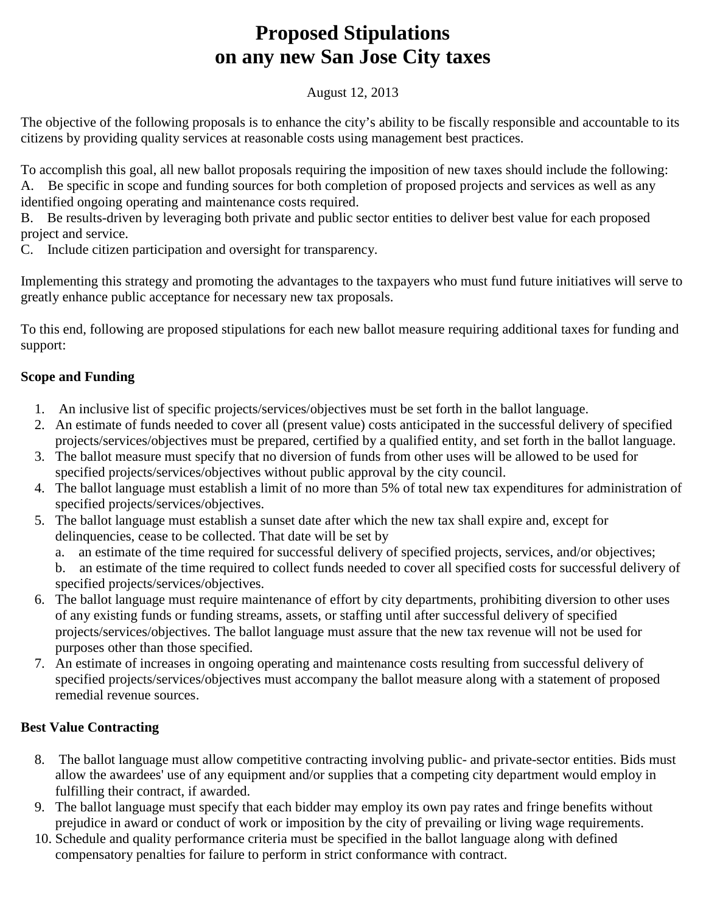# Proposed Stipulations
# on any new San Jose City taxes

August 12, 2013

The objective of the following proposals is to enhance the city's ability to be fiscally responsible and accountable to its citizens by providing quality services at reasonable costs using management best practices.

To accomplish this goal, all new ballot proposals requiring the imposition of new taxes should include the following:
A. Be specific in scope and funding sources for both completion of proposed projects and services as well as any identified ongoing operating and maintenance costs required.
B. Be results-driven by leveraging both private and public sector entities to deliver best value for each proposed project and service.
C. Include citizen participation and oversight for transparency.

Implementing this strategy and promoting the advantages to the taxpayers who must fund future initiatives will serve to greatly enhance public acceptance for necessary new tax proposals.

To this end, following are proposed stipulations for each new ballot measure requiring additional taxes for funding and support:

**Scope and Funding**

1. An inclusive list of specific projects/services/objectives must be set forth in the ballot language.
2. An estimate of funds needed to cover all (present value) costs anticipated in the successful delivery of specified projects/services/objectives must be prepared, certified by a qualified entity, and set forth in the ballot language.
3. The ballot measure must specify that no diversion of funds from other uses will be allowed to be used for specified projects/services/objectives without public approval by the city council.
4. The ballot language must establish a limit of no more than 5% of total new tax expenditures for administration of specified projects/services/objectives.
5. The ballot language must establish a sunset date after which the new tax shall expire and, except for delinquencies, cease to be collected. That date will be set by
   a. an estimate of the time required for successful delivery of specified projects, services, and/or objectives;
   b. an estimate of the time required to collect funds needed to cover all specified costs for successful delivery of specified projects/services/objectives.
6. The ballot language must require maintenance of effort by city departments, prohibiting diversion to other uses of any existing funds or funding streams, assets, or staffing until after successful delivery of specified projects/services/objectives. The ballot language must assure that the new tax revenue will not be used for purposes other than those specified.
7. An estimate of increases in ongoing operating and maintenance costs resulting from successful delivery of specified projects/services/objectives must accompany the ballot measure along with a statement of proposed remedial revenue sources.

**Best Value Contracting**

8. The ballot language must allow competitive contracting involving public- and private-sector entities. Bids must allow the awardees' use of any equipment and/or supplies that a competing city department would employ in fulfilling their contract, if awarded.
9. The ballot language must specify that each bidder may employ its own pay rates and fringe benefits without prejudice in award or conduct of work or imposition by the city of prevailing or living wage requirements.
10. Schedule and quality performance criteria must be specified in the ballot language along with defined compensatory penalties for failure to perform in strict conformance with contract.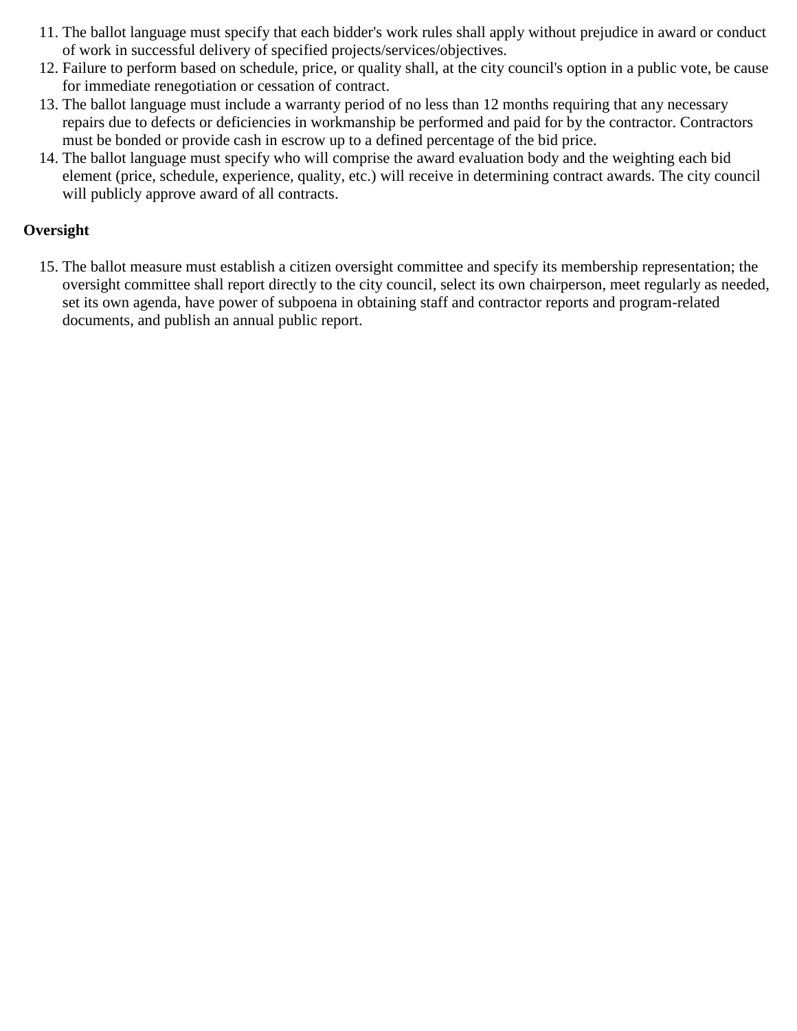11. The ballot language must specify that each bidder's work rules shall apply without prejudice in award or conduct of work in successful delivery of specified projects/services/objectives.
12. Failure to perform based on schedule, price, or quality shall, at the city council's option in a public vote, be cause for immediate renegotiation or cessation of contract.
13. The ballot language must include a warranty period of no less than 12 months requiring that any necessary repairs due to defects or deficiencies in workmanship be performed and paid for by the contractor. Contractors must be bonded or provide cash in escrow up to a defined percentage of the bid price.
14. The ballot language must specify who will comprise the award evaluation body and the weighting each bid element (price, schedule, experience, quality, etc.) will receive in determining contract awards. The city council will publicly approve award of all contracts.

**Oversight**

15. The ballot measure must establish a citizen oversight committee and specify its membership representation; the oversight committee shall report directly to the city council, select its own chairperson, meet regularly as needed, set its own agenda, have power of subpoena in obtaining staff and contractor reports and program-related documents, and publish an annual public report.